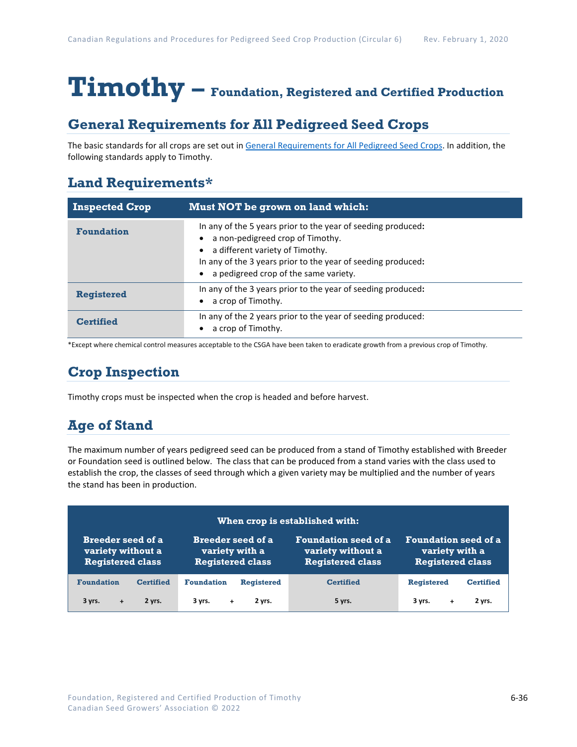# Timothy – Foundation, Registered and Certified Production

## General Requirements for All Pedigreed Seed Crops

The basic standards for all crops are set out in General Requirements for All Pedigreed Seed Crops. In addition, the following standards apply to Timothy.

## Land Requirements*

| Inspected Crop | Must NOT be grown on land which: |
|---|---|
| **Foundation** | In any of the 5 years prior to the year of seeding produced:<br>• a non-pedigreed crop of Timothy.<br>• a different variety of Timothy.<br>In any of the 3 years prior to the year of seeding produced:<br>• a pedigreed crop of the same variety. |
| **Registered** | In any of the 3 years prior to the year of seeding produced:<br>• a crop of Timothy. |
| **Certified** | In any of the 2 years prior to the year of seeding produced:<br>• a crop of Timothy. |

*Except where chemical control measures acceptable to the CSGA have been taken to eradicate growth from a previous crop of Timothy.

## Crop Inspection

Timothy crops must be inspected when the crop is headed and before harvest.

## Age of Stand

The maximum number of years pedigreed seed can be produced from a stand of Timothy established with Breeder or Foundation seed is outlined below. The class that can be produced from a stand varies with the class used to establish the crop, the classes of seed through which a given variety may be multiplied and the number of years the stand has been in production.

| When crop is established with: | | | | | | |
|---|---|---|---|---|---|---|
| Breeder seed of a variety without a Registered class | | Breeder seed of a variety with a Registered class | | Foundation seed of a variety without a Registered class | Foundation seed of a variety with a Registered class | |
| Foundation | Certified | Foundation | Registered | Certified | Registered | Certified |
| 3 yrs. + | 2 yrs. | 3 yrs. + | 2 yrs. | 5 yrs. | 3 yrs. + | 2 yrs. |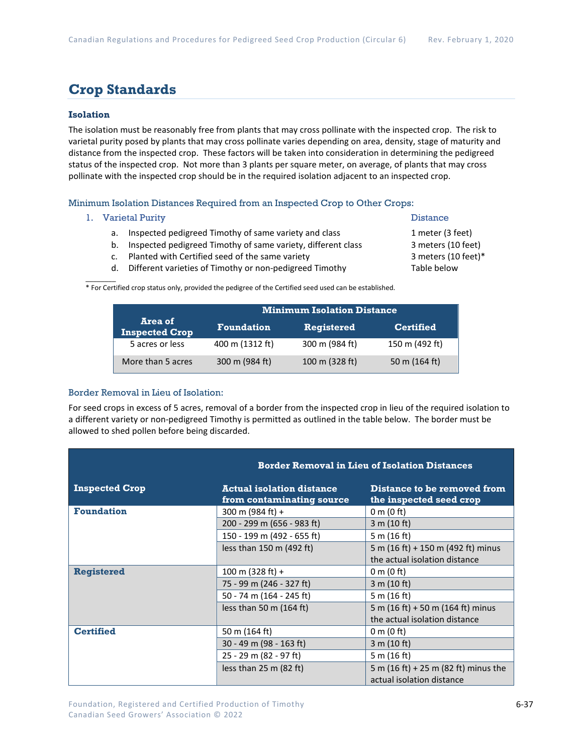## Crop Standards

### Isolation

The isolation must be reasonably free from plants that may cross pollinate with the inspected crop. The risk to varietal purity posed by plants that may cross pollinate varies depending on area, density, stage of maturity and distance from the inspected crop. These factors will be taken into consideration in determining the pedigreed status of the inspected crop. Not more than 3 plants per square meter, on average, of plants that may cross pollinate with the inspected crop should be in the required isolation adjacent to an inspected crop.

#### Minimum Isolation Distances Required from an Inspected Crop to Other Crops:

1. Varietal Purity — Distance
   a. Inspected pedigreed Timothy of same variety and class — 1 meter (3 feet)
   b. Inspected pedigreed Timothy of same variety, different class — 3 meters (10 feet)
   c. Planted with Certified seed of the same variety — 3 meters (10 feet)*
   d. Different varieties of Timothy or non-pedigreed Timothy — Table below

\* For Certified crop status only, provided the pedigree of the Certified seed used can be established.

| Area of Inspected Crop | Minimum Isolation Distance | | |
|---|---|---|---|
| | Foundation | Registered | Certified |
| 5 acres or less | 400 m (1312 ft) | 300 m (984 ft) | 150 m (492 ft) |
| More than 5 acres | 300 m (984 ft) | 100 m (328 ft) | 50 m (164 ft) |

#### Border Removal in Lieu of Isolation:

For seed crops in excess of 5 acres, removal of a border from the inspected crop in lieu of the required isolation to a different variety or non-pedigreed Timothy is permitted as outlined in the table below. The border must be allowed to shed pollen before being discarded.

| Inspected Crop | Border Removal in Lieu of Isolation Distances | |
|---|---|---|
| | Actual isolation distance from contaminating source | Distance to be removed from the inspected seed crop |
| **Foundation** | 300 m (984 ft) + | 0 m (0 ft) |
| | 200 - 299 m (656 - 983 ft) | 3 m (10 ft) |
| | 150 - 199 m (492 - 655 ft) | 5 m (16 ft) |
| | less than 150 m (492 ft) | 5 m (16 ft) + 150 m (492 ft) minus the actual isolation distance |
| **Registered** | 100 m (328 ft) + | 0 m (0 ft) |
| | 75 - 99 m (246 - 327 ft) | 3 m (10 ft) |
| | 50 - 74 m (164 - 245 ft) | 5 m (16 ft) |
| | less than 50 m (164 ft) | 5 m (16 ft) + 50 m (164 ft) minus the actual isolation distance |
| **Certified** | 50 m (164 ft) | 0 m (0 ft) |
| | 30 - 49 m (98 - 163 ft) | 3 m (10 ft) |
| | 25 - 29 m (82 - 97 ft) | 5 m (16 ft) |
| | less than 25 m (82 ft) | 5 m (16 ft) + 25 m (82 ft) minus the actual isolation distance |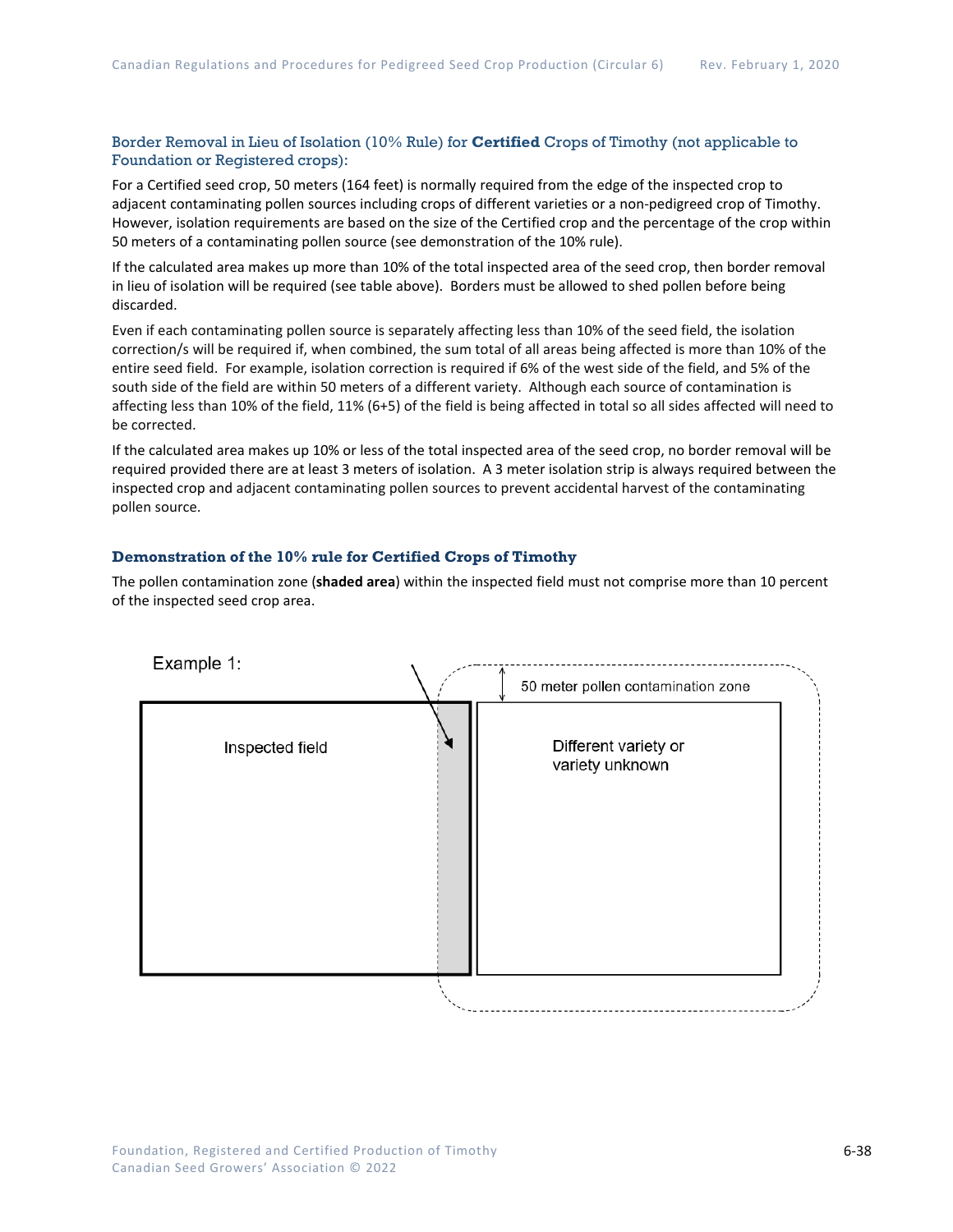### Border Removal in Lieu of Isolation (10% Rule) for **Certified** Crops of Timothy (not applicable to Foundation or Registered crops):

For a Certified seed crop, 50 meters (164 feet) is normally required from the edge of the inspected crop to adjacent contaminating pollen sources including crops of different varieties or a non-pedigreed crop of Timothy. However, isolation requirements are based on the size of the Certified crop and the percentage of the crop within 50 meters of a contaminating pollen source (see demonstration of the 10% rule).

If the calculated area makes up more than 10% of the total inspected area of the seed crop, then border removal in lieu of isolation will be required (see table above). Borders must be allowed to shed pollen before being discarded.

Even if each contaminating pollen source is separately affecting less than 10% of the seed field, the isolation correction/s will be required if, when combined, the sum total of all areas being affected is more than 10% of the entire seed field. For example, isolation correction is required if 6% of the west side of the field, and 5% of the south side of the field are within 50 meters of a different variety. Although each source of contamination is affecting less than 10% of the field, 11% (6+5) of the field is being affected in total so all sides affected will need to be corrected.

If the calculated area makes up 10% or less of the total inspected area of the seed crop, no border removal will be required provided there are at least 3 meters of isolation. A 3 meter isolation strip is always required between the inspected crop and adjacent contaminating pollen sources to prevent accidental harvest of the contaminating pollen source.

### Demonstration of the 10% rule for Certified Crops of Timothy

The pollen contamination zone (**shaded area**) within the inspected field must not comprise more than 10 percent of the inspected seed crop area.

Example 1:

Inspected field

50 meter pollen contamination zone

Different variety or variety unknown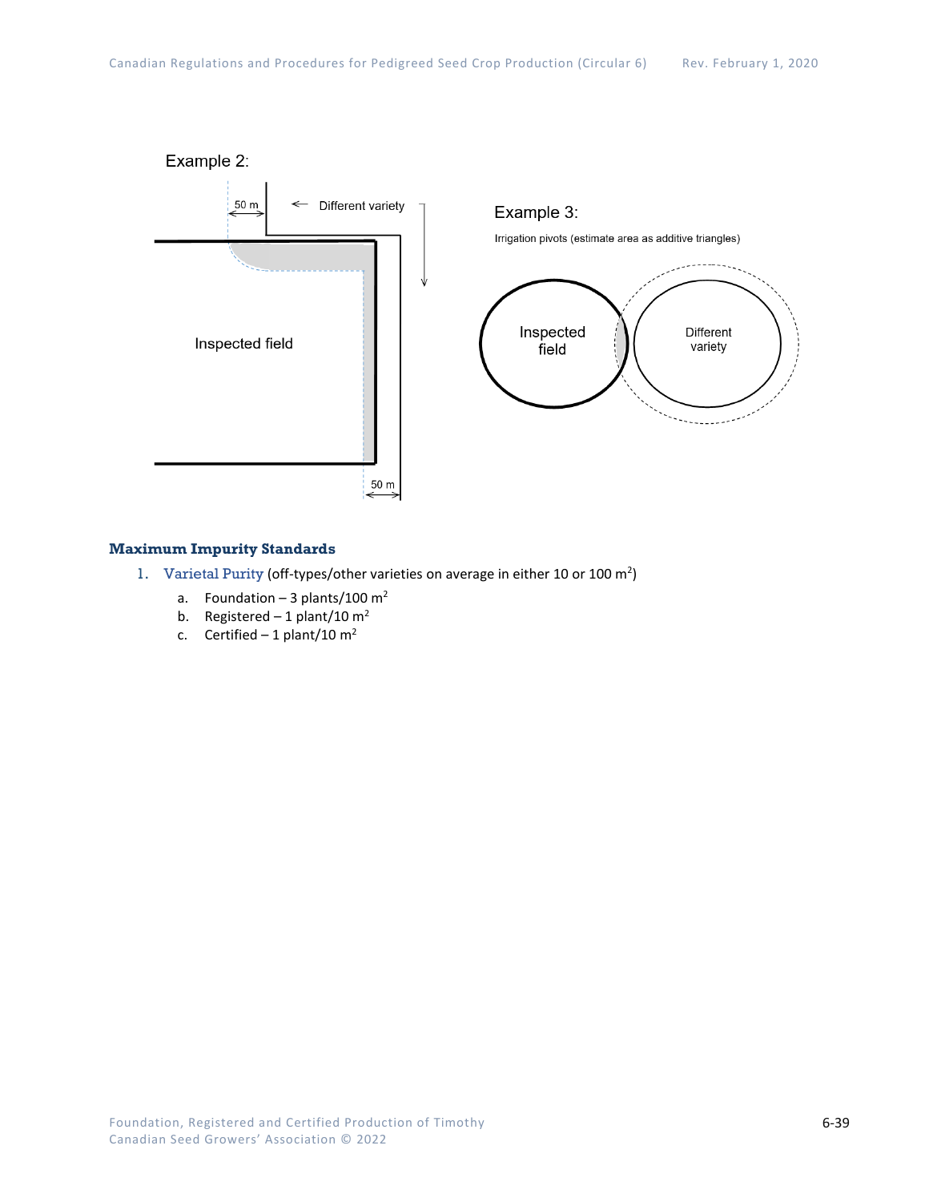Example 2:

50 m

Different variety

Inspected field

50 m

Example 3:

Irrigation pivots (estimate area as additive triangles)

Inspected field

Different variety

## Maximum Impurity Standards

1. Varietal Purity (off-types/other varieties on average in either 10 or 100 $m^2$)
   a. Foundation – 3 plants/100 $m^2$
   b. Registered – 1 plant/10 $m^2$
   c. Certified – 1 plant/10 $m^2$